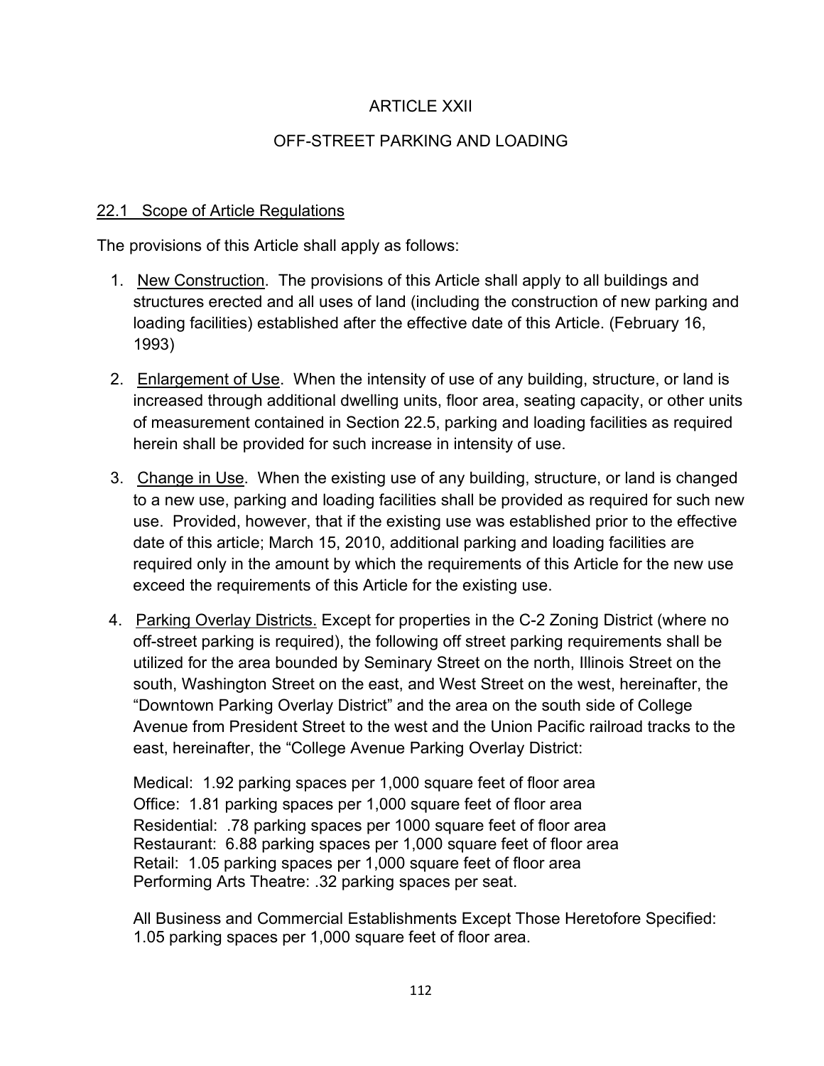# ARTICLE XXII

## OFF-STREET PARKING AND LOADING

### 22.1 Scope of Article Regulations

The provisions of this Article shall apply as follows:

1. New Construction. The provisions of this Article shall apply to all buildings and structures erected and all uses of land (including the construction of new parking and loading facilities) established after the effective date of this Article. (February 16, 1993)

2. Enlargement of Use. When the intensity of use of any building, structure, or land is increased through additional dwelling units, floor area, seating capacity, or other units of measurement contained in Section 22.5, parking and loading facilities as required herein shall be provided for such increase in intensity of use.

3. Change in Use. When the existing use of any building, structure, or land is changed to a new use, parking and loading facilities shall be provided as required for such new use. Provided, however, that if the existing use was established prior to the effective date of this article; March 15, 2010, additional parking and loading facilities are required only in the amount by which the requirements of this Article for the new use exceed the requirements of this Article for the existing use.

4. Parking Overlay Districts. Except for properties in the C-2 Zoning District (where no off-street parking is required), the following off street parking requirements shall be utilized for the area bounded by Seminary Street on the north, Illinois Street on the south, Washington Street on the east, and West Street on the west, hereinafter, the "Downtown Parking Overlay District" and the area on the south side of College Avenue from President Street to the west and the Union Pacific railroad tracks to the east, hereinafter, the "College Avenue Parking Overlay District:

   Medical: 1.92 parking spaces per 1,000 square feet of floor area
   Office: 1.81 parking spaces per 1,000 square feet of floor area
   Residential: .78 parking spaces per 1000 square feet of floor area
   Restaurant: 6.88 parking spaces per 1,000 square feet of floor area
   Retail: 1.05 parking spaces per 1,000 square feet of floor area
   Performing Arts Theatre: .32 parking spaces per seat.

   All Business and Commercial Establishments Except Those Heretofore Specified: 1.05 parking spaces per 1,000 square feet of floor area.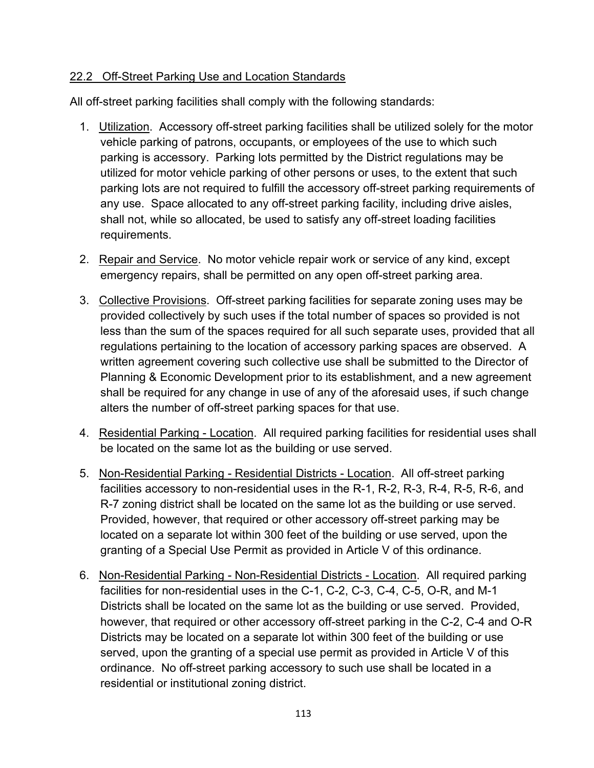## 22.2 Off-Street Parking Use and Location Standards

All off-street parking facilities shall comply with the following standards:

1. Utilization. Accessory off-street parking facilities shall be utilized solely for the motor vehicle parking of patrons, occupants, or employees of the use to which such parking is accessory. Parking lots permitted by the District regulations may be utilized for motor vehicle parking of other persons or uses, to the extent that such parking lots are not required to fulfill the accessory off-street parking requirements of any use. Space allocated to any off-street parking facility, including drive aisles, shall not, while so allocated, be used to satisfy any off-street loading facilities requirements.

2. Repair and Service. No motor vehicle repair work or service of any kind, except emergency repairs, shall be permitted on any open off-street parking area.

3. Collective Provisions. Off-street parking facilities for separate zoning uses may be provided collectively by such uses if the total number of spaces so provided is not less than the sum of the spaces required for all such separate uses, provided that all regulations pertaining to the location of accessory parking spaces are observed. A written agreement covering such collective use shall be submitted to the Director of Planning & Economic Development prior to its establishment, and a new agreement shall be required for any change in use of any of the aforesaid uses, if such change alters the number of off-street parking spaces for that use.

4. Residential Parking - Location. All required parking facilities for residential uses shall be located on the same lot as the building or use served.

5. Non-Residential Parking - Residential Districts - Location. All off-street parking facilities accessory to non-residential uses in the R-1, R-2, R-3, R-4, R-5, R-6, and R-7 zoning district shall be located on the same lot as the building or use served. Provided, however, that required or other accessory off-street parking may be located on a separate lot within 300 feet of the building or use served, upon the granting of a Special Use Permit as provided in Article V of this ordinance.

6. Non-Residential Parking - Non-Residential Districts - Location. All required parking facilities for non-residential uses in the C-1, C-2, C-3, C-4, C-5, O-R, and M-1 Districts shall be located on the same lot as the building or use served. Provided, however, that required or other accessory off-street parking in the C-2, C-4 and O-R Districts may be located on a separate lot within 300 feet of the building or use served, upon the granting of a special use permit as provided in Article V of this ordinance. No off-street parking accessory to such use shall be located in a residential or institutional zoning district.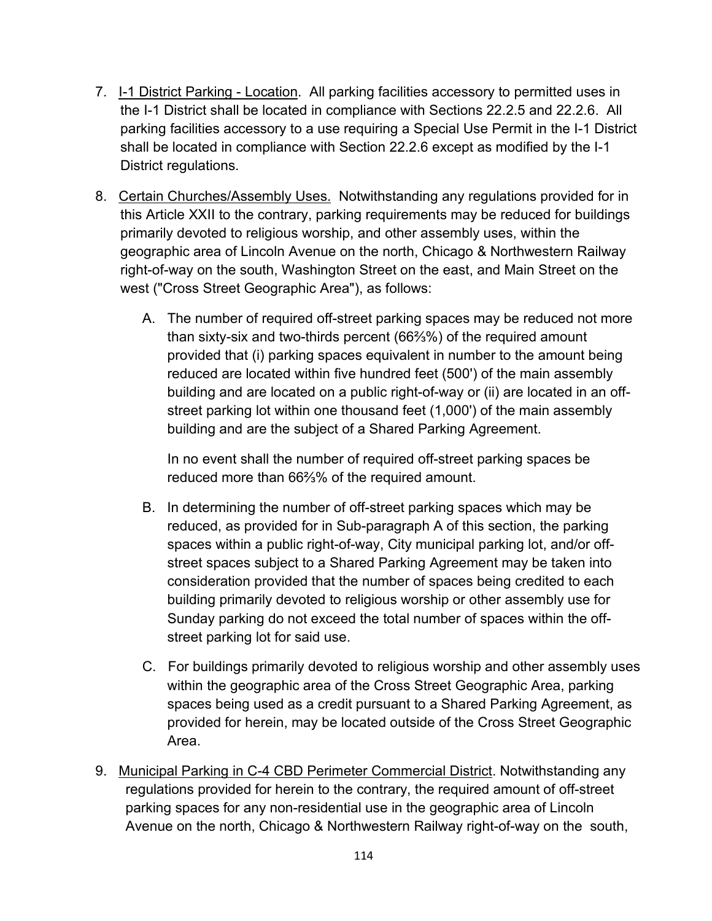7. I-1 District Parking - Location. All parking facilities accessory to permitted uses in the I-1 District shall be located in compliance with Sections 22.2.5 and 22.2.6. All parking facilities accessory to a use requiring a Special Use Permit in the I-1 District shall be located in compliance with Section 22.2.6 except as modified by the I-1 District regulations.

8. Certain Churches/Assembly Uses. Notwithstanding any regulations provided for in this Article XXII to the contrary, parking requirements may be reduced for buildings primarily devoted to religious worship, and other assembly uses, within the geographic area of Lincoln Avenue on the north, Chicago & Northwestern Railway right-of-way on the south, Washington Street on the east, and Main Street on the west ("Cross Street Geographic Area"), as follows:

   A. The number of required off-street parking spaces may be reduced not more than sixty-six and two-thirds percent (66⅔%) of the required amount provided that (i) parking spaces equivalent in number to the amount being reduced are located within five hundred feet (500') of the main assembly building and are located on a public right-of-way or (ii) are located in an off-street parking lot within one thousand feet (1,000') of the main assembly building and are the subject of a Shared Parking Agreement.

      In no event shall the number of required off-street parking spaces be reduced more than 66⅔% of the required amount.

   B. In determining the number of off-street parking spaces which may be reduced, as provided for in Sub-paragraph A of this section, the parking spaces within a public right-of-way, City municipal parking lot, and/or off-street spaces subject to a Shared Parking Agreement may be taken into consideration provided that the number of spaces being credited to each building primarily devoted to religious worship or other assembly use for Sunday parking do not exceed the total number of spaces within the off-street parking lot for said use.

   C. For buildings primarily devoted to religious worship and other assembly uses within the geographic area of the Cross Street Geographic Area, parking spaces being used as a credit pursuant to a Shared Parking Agreement, as provided for herein, may be located outside of the Cross Street Geographic Area.

9. Municipal Parking in C-4 CBD Perimeter Commercial District. Notwithstanding any regulations provided for herein to the contrary, the required amount of off-street parking spaces for any non-residential use in the geographic area of Lincoln Avenue on the north, Chicago & Northwestern Railway right-of-way on the south,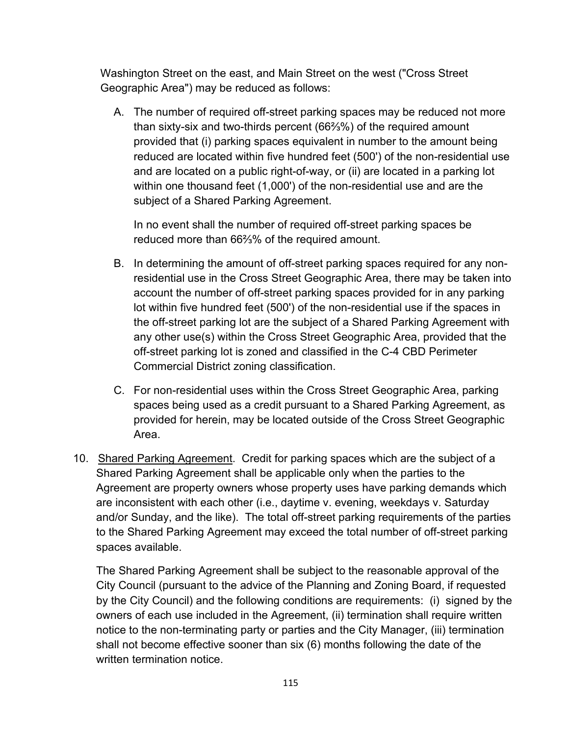Washington Street on the east, and Main Street on the west ("Cross Street Geographic Area") may be reduced as follows:

A. The number of required off-street parking spaces may be reduced not more than sixty-six and two-thirds percent (66⅔%) of the required amount provided that (i) parking spaces equivalent in number to the amount being reduced are located within five hundred feet (500') of the non-residential use and are located on a public right-of-way, or (ii) are located in a parking lot within one thousand feet (1,000') of the non-residential use and are the subject of a Shared Parking Agreement.

   In no event shall the number of required off-street parking spaces be reduced more than 66⅔% of the required amount.

B. In determining the amount of off-street parking spaces required for any non-residential use in the Cross Street Geographic Area, there may be taken into account the number of off-street parking spaces provided for in any parking lot within five hundred feet (500') of the non-residential use if the spaces in the off-street parking lot are the subject of a Shared Parking Agreement with any other use(s) within the Cross Street Geographic Area, provided that the off-street parking lot is zoned and classified in the C-4 CBD Perimeter Commercial District zoning classification.

C. For non-residential uses within the Cross Street Geographic Area, parking spaces being used as a credit pursuant to a Shared Parking Agreement, as provided for herein, may be located outside of the Cross Street Geographic Area.

10. Shared Parking Agreement. Credit for parking spaces which are the subject of a Shared Parking Agreement shall be applicable only when the parties to the Agreement are property owners whose property uses have parking demands which are inconsistent with each other (i.e., daytime v. evening, weekdays v. Saturday and/or Sunday, and the like). The total off-street parking requirements of the parties to the Shared Parking Agreement may exceed the total number of off-street parking spaces available.

    The Shared Parking Agreement shall be subject to the reasonable approval of the City Council (pursuant to the advice of the Planning and Zoning Board, if requested by the City Council) and the following conditions are requirements: (i) signed by the owners of each use included in the Agreement, (ii) termination shall require written notice to the non-terminating party or parties and the City Manager, (iii) termination shall not become effective sooner than six (6) months following the date of the written termination notice.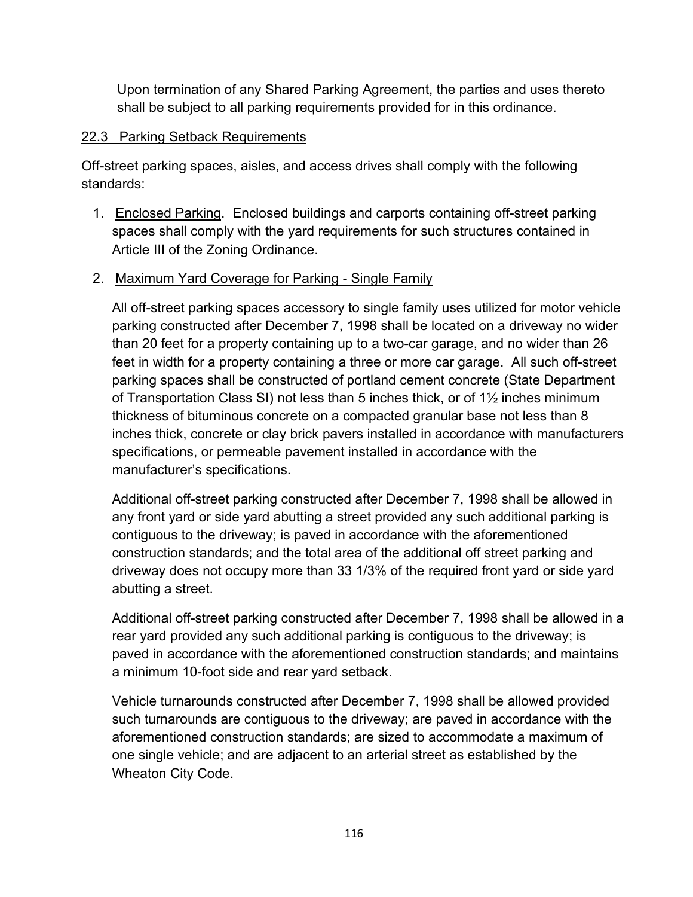Upon termination of any Shared Parking Agreement, the parties and uses thereto shall be subject to all parking requirements provided for in this ordinance.

## 22.3 Parking Setback Requirements

Off-street parking spaces, aisles, and access drives shall comply with the following standards:

1. Enclosed Parking. Enclosed buildings and carports containing off-street parking spaces shall comply with the yard requirements for such structures contained in Article III of the Zoning Ordinance.

2. Maximum Yard Coverage for Parking - Single Family

   All off-street parking spaces accessory to single family uses utilized for motor vehicle parking constructed after December 7, 1998 shall be located on a driveway no wider than 20 feet for a property containing up to a two-car garage, and no wider than 26 feet in width for a property containing a three or more car garage. All such off-street parking spaces shall be constructed of portland cement concrete (State Department of Transportation Class SI) not less than 5 inches thick, or of 1½ inches minimum thickness of bituminous concrete on a compacted granular base not less than 8 inches thick, concrete or clay brick pavers installed in accordance with manufacturers specifications, or permeable pavement installed in accordance with the manufacturer's specifications.

   Additional off-street parking constructed after December 7, 1998 shall be allowed in any front yard or side yard abutting a street provided any such additional parking is contiguous to the driveway; is paved in accordance with the aforementioned construction standards; and the total area of the additional off street parking and driveway does not occupy more than 33 1/3% of the required front yard or side yard abutting a street.

   Additional off-street parking constructed after December 7, 1998 shall be allowed in a rear yard provided any such additional parking is contiguous to the driveway; is paved in accordance with the aforementioned construction standards; and maintains a minimum 10-foot side and rear yard setback.

   Vehicle turnarounds constructed after December 7, 1998 shall be allowed provided such turnarounds are contiguous to the driveway; are paved in accordance with the aforementioned construction standards; are sized to accommodate a maximum of one single vehicle; and are adjacent to an arterial street as established by the Wheaton City Code.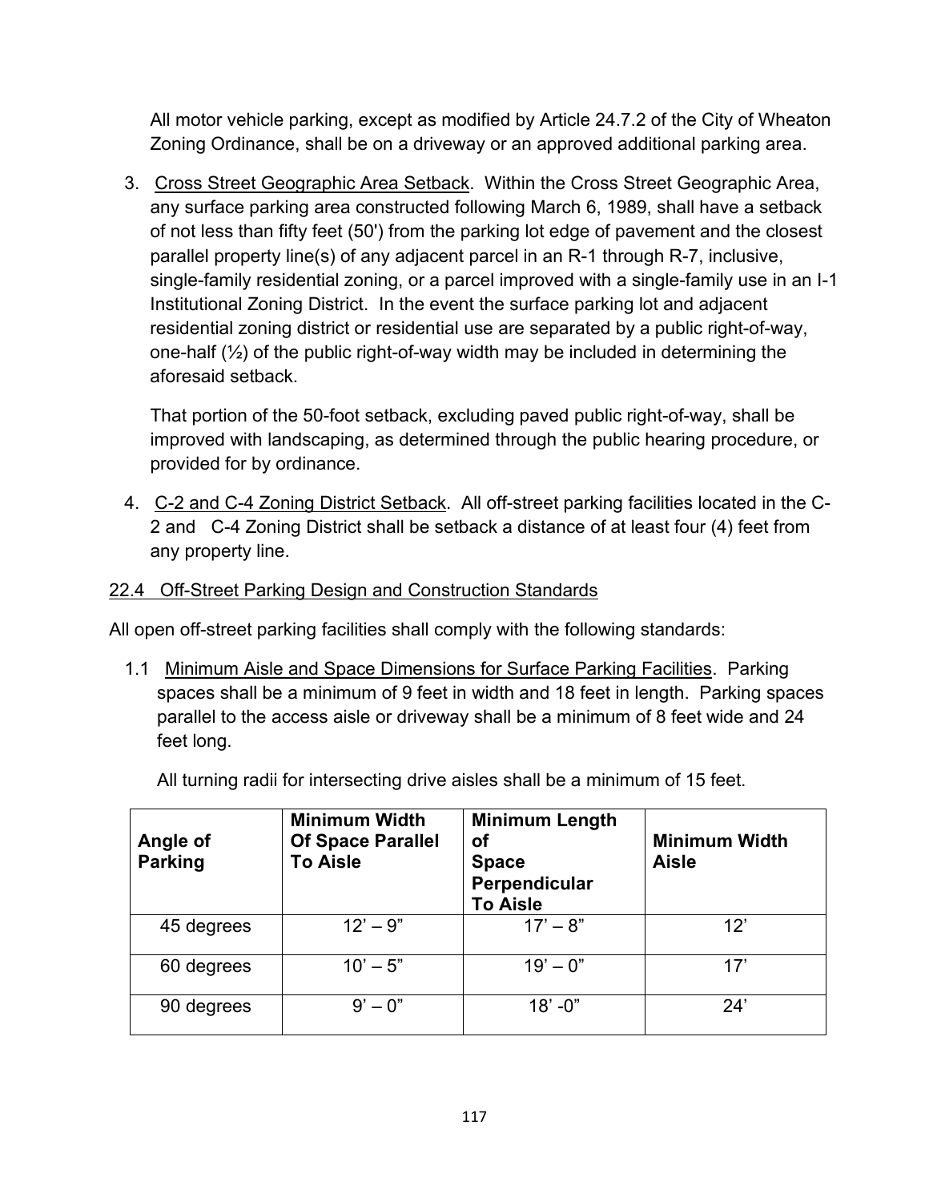All motor vehicle parking, except as modified by Article 24.7.2 of the City of Wheaton Zoning Ordinance, shall be on a driveway or an approved additional parking area.

3. Cross Street Geographic Area Setback. Within the Cross Street Geographic Area, any surface parking area constructed following March 6, 1989, shall have a setback of not less than fifty feet (50') from the parking lot edge of pavement and the closest parallel property line(s) of any adjacent parcel in an R-1 through R-7, inclusive, single-family residential zoning, or a parcel improved with a single-family use in an I-1 Institutional Zoning District. In the event the surface parking lot and adjacent residential zoning district or residential use are separated by a public right-of-way, one-half (½) of the public right-of-way width may be included in determining the aforesaid setback.

   That portion of the 50-foot setback, excluding paved public right-of-way, shall be improved with landscaping, as determined through the public hearing procedure, or provided for by ordinance.

4. C-2 and C-4 Zoning District Setback. All off-street parking facilities located in the C-2 and C-4 Zoning District shall be setback a distance of at least four (4) feet from any property line.

## 22.4 Off-Street Parking Design and Construction Standards

All open off-street parking facilities shall comply with the following standards:

1.1 Minimum Aisle and Space Dimensions for Surface Parking Facilities. Parking spaces shall be a minimum of 9 feet in width and 18 feet in length. Parking spaces parallel to the access aisle or driveway shall be a minimum of 8 feet wide and 24 feet long.

All turning radii for intersecting drive aisles shall be a minimum of 15 feet.

| Angle of Parking | Minimum Width Of Space Parallel To Aisle | Minimum Length of Space Perpendicular To Aisle | Minimum Width Aisle |
|---|---|---|---|
| 45 degrees | 12' – 9" | 17' – 8" | 12' |
| 60 degrees | 10' – 5" | 19' – 0" | 17' |
| 90 degrees | 9' – 0" | 18' -0" | 24' |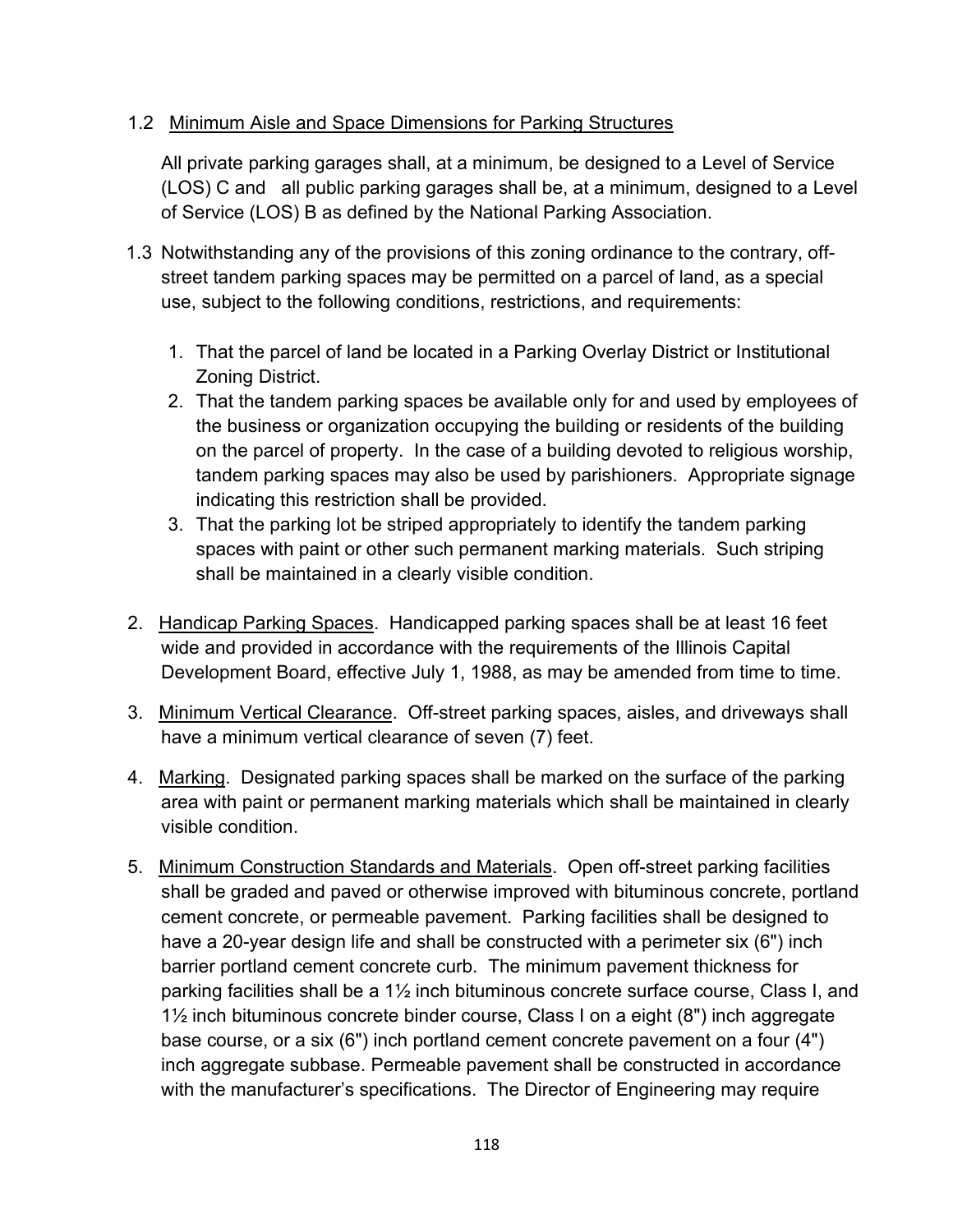1.2 <u>Minimum Aisle and Space Dimensions for Parking Structures</u>

All private parking garages shall, at a minimum, be designed to a Level of Service (LOS) C and all public parking garages shall be, at a minimum, designed to a Level of Service (LOS) B as defined by the National Parking Association.

1.3 Notwithstanding any of the provisions of this zoning ordinance to the contrary, off-street tandem parking spaces may be permitted on a parcel of land, as a special use, subject to the following conditions, restrictions, and requirements:

1. That the parcel of land be located in a Parking Overlay District or Institutional Zoning District.
2. That the tandem parking spaces be available only for and used by employees of the business or organization occupying the building or residents of the building on the parcel of property. In the case of a building devoted to religious worship, tandem parking spaces may also be used by parishioners. Appropriate signage indicating this restriction shall be provided.
3. That the parking lot be striped appropriately to identify the tandem parking spaces with paint or other such permanent marking materials. Such striping shall be maintained in a clearly visible condition.

2. <u>Handicap Parking Spaces</u>. Handicapped parking spaces shall be at least 16 feet wide and provided in accordance with the requirements of the Illinois Capital Development Board, effective July 1, 1988, as may be amended from time to time.

3. <u>Minimum Vertical Clearance</u>. Off-street parking spaces, aisles, and driveways shall have a minimum vertical clearance of seven (7) feet.

4. <u>Marking</u>. Designated parking spaces shall be marked on the surface of the parking area with paint or permanent marking materials which shall be maintained in clearly visible condition.

5. <u>Minimum Construction Standards and Materials</u>. Open off-street parking facilities shall be graded and paved or otherwise improved with bituminous concrete, portland cement concrete, or permeable pavement. Parking facilities shall be designed to have a 20-year design life and shall be constructed with a perimeter six (6") inch barrier portland cement concrete curb. The minimum pavement thickness for parking facilities shall be a 1½ inch bituminous concrete surface course, Class I, and 1½ inch bituminous concrete binder course, Class I on a eight (8") inch aggregate base course, or a six (6") inch portland cement concrete pavement on a four (4") inch aggregate subbase. Permeable pavement shall be constructed in accordance with the manufacturer's specifications. The Director of Engineering may require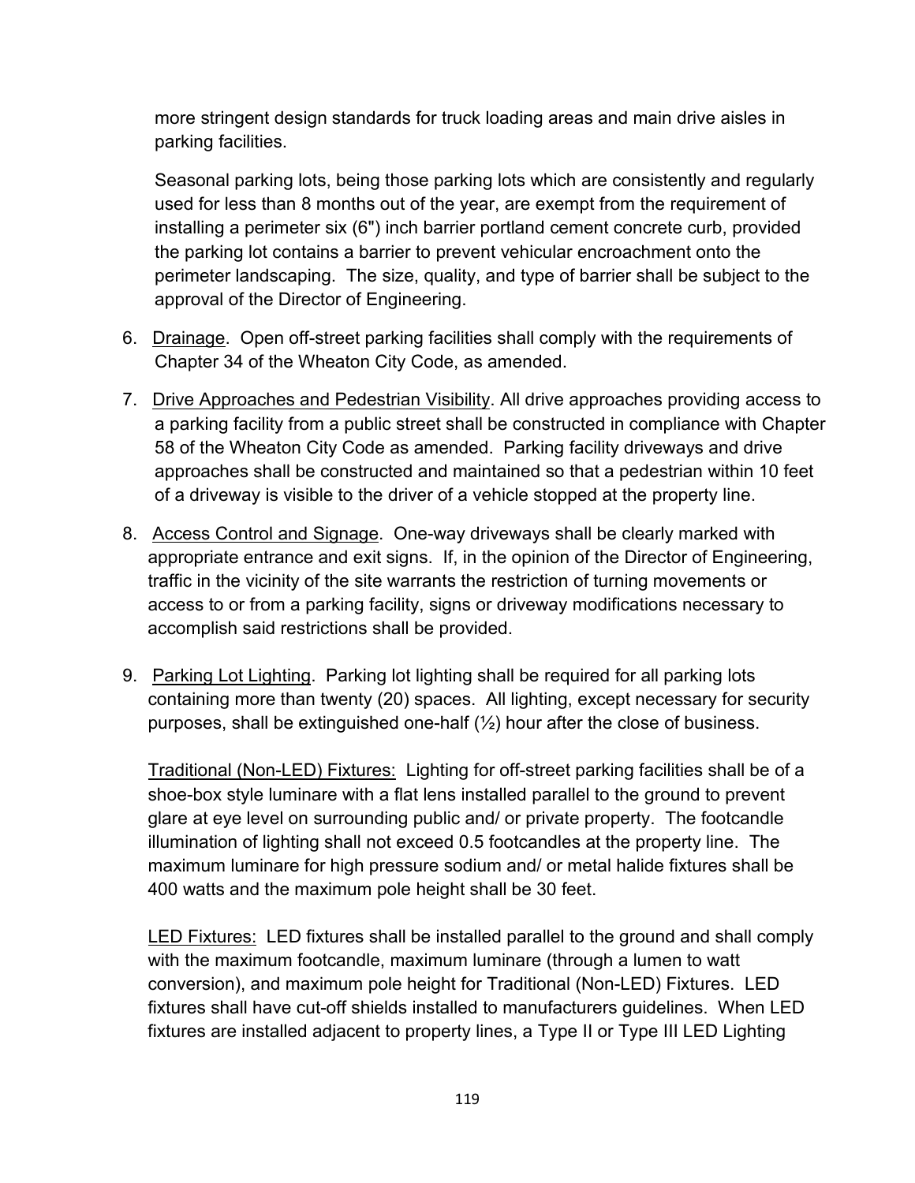more stringent design standards for truck loading areas and main drive aisles in parking facilities.

Seasonal parking lots, being those parking lots which are consistently and regularly used for less than 8 months out of the year, are exempt from the requirement of installing a perimeter six (6") inch barrier portland cement concrete curb, provided the parking lot contains a barrier to prevent vehicular encroachment onto the perimeter landscaping. The size, quality, and type of barrier shall be subject to the approval of the Director of Engineering.

6. <u>Drainage</u>. Open off-street parking facilities shall comply with the requirements of Chapter 34 of the Wheaton City Code, as amended.

7. <u>Drive Approaches and Pedestrian Visibility</u>. All drive approaches providing access to a parking facility from a public street shall be constructed in compliance with Chapter 58 of the Wheaton City Code as amended. Parking facility driveways and drive approaches shall be constructed and maintained so that a pedestrian within 10 feet of a driveway is visible to the driver of a vehicle stopped at the property line.

8. <u>Access Control and Signage</u>. One-way driveways shall be clearly marked with appropriate entrance and exit signs. If, in the opinion of the Director of Engineering, traffic in the vicinity of the site warrants the restriction of turning movements or access to or from a parking facility, signs or driveway modifications necessary to accomplish said restrictions shall be provided.

9. <u>Parking Lot Lighting</u>. Parking lot lighting shall be required for all parking lots containing more than twenty (20) spaces. All lighting, except necessary for security purposes, shall be extinguished one-half (½) hour after the close of business.

   <u>Traditional (Non-LED) Fixtures:</u> Lighting for off-street parking facilities shall be of a shoe-box style luminare with a flat lens installed parallel to the ground to prevent glare at eye level on surrounding public and/ or private property. The footcandle illumination of lighting shall not exceed 0.5 footcandles at the property line. The maximum luminare for high pressure sodium and/ or metal halide fixtures shall be 400 watts and the maximum pole height shall be 30 feet.

   <u>LED Fixtures:</u> LED fixtures shall be installed parallel to the ground and shall comply with the maximum footcandle, maximum luminare (through a lumen to watt conversion), and maximum pole height for Traditional (Non-LED) Fixtures. LED fixtures shall have cut-off shields installed to manufacturers guidelines. When LED fixtures are installed adjacent to property lines, a Type II or Type III LED Lighting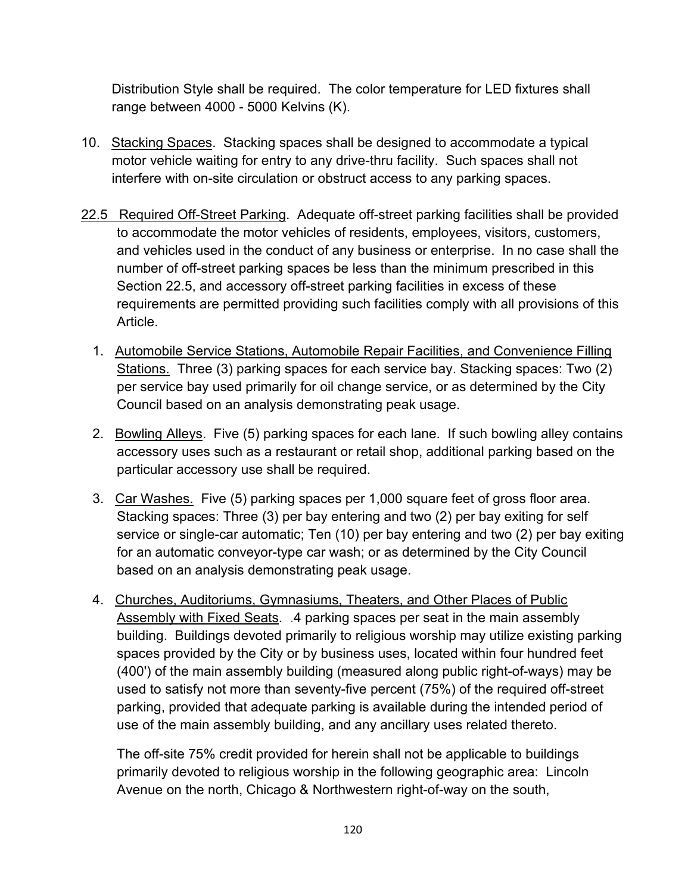Distribution Style shall be required. The color temperature for LED fixtures shall range between 4000 - 5000 Kelvins (K).

10. Stacking Spaces. Stacking spaces shall be designed to accommodate a typical motor vehicle waiting for entry to any drive-thru facility. Such spaces shall not interfere with on-site circulation or obstruct access to any parking spaces.

22.5 Required Off-Street Parking. Adequate off-street parking facilities shall be provided to accommodate the motor vehicles of residents, employees, visitors, customers, and vehicles used in the conduct of any business or enterprise. In no case shall the number of off-street parking spaces be less than the minimum prescribed in this Section 22.5, and accessory off-street parking facilities in excess of these requirements are permitted providing such facilities comply with all provisions of this Article.

1. Automobile Service Stations, Automobile Repair Facilities, and Convenience Filling Stations. Three (3) parking spaces for each service bay. Stacking spaces: Two (2) per service bay used primarily for oil change service, or as determined by the City Council based on an analysis demonstrating peak usage.

2. Bowling Alleys. Five (5) parking spaces for each lane. If such bowling alley contains accessory uses such as a restaurant or retail shop, additional parking based on the particular accessory use shall be required.

3. Car Washes. Five (5) parking spaces per 1,000 square feet of gross floor area. Stacking spaces: Three (3) per bay entering and two (2) per bay exiting for self service or single-car automatic; Ten (10) per bay entering and two (2) per bay exiting for an automatic conveyor-type car wash; or as determined by the City Council based on an analysis demonstrating peak usage.

4. Churches, Auditoriums, Gymnasiums, Theaters, and Other Places of Public Assembly with Fixed Seats. .4 parking spaces per seat in the main assembly building. Buildings devoted primarily to religious worship may utilize existing parking spaces provided by the City or by business uses, located within four hundred feet (400') of the main assembly building (measured along public right-of-ways) may be used to satisfy not more than seventy-five percent (75%) of the required off-street parking, provided that adequate parking is available during the intended period of use of the main assembly building, and any ancillary uses related thereto.

   The off-site 75% credit provided for herein shall not be applicable to buildings primarily devoted to religious worship in the following geographic area: Lincoln Avenue on the north, Chicago & Northwestern right-of-way on the south,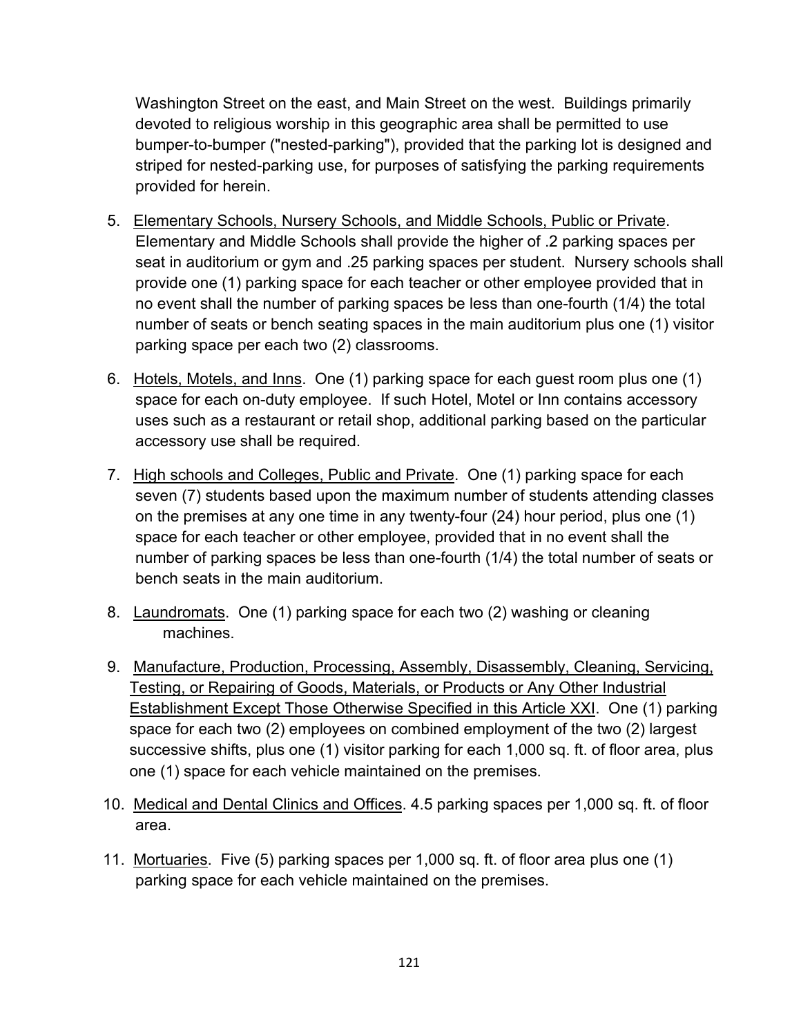Washington Street on the east, and Main Street on the west. Buildings primarily devoted to religious worship in this geographic area shall be permitted to use bumper-to-bumper ("nested-parking"), provided that the parking lot is designed and striped for nested-parking use, for purposes of satisfying the parking requirements provided for herein.

5. Elementary Schools, Nursery Schools, and Middle Schools, Public or Private. Elementary and Middle Schools shall provide the higher of .2 parking spaces per seat in auditorium or gym and .25 parking spaces per student. Nursery schools shall provide one (1) parking space for each teacher or other employee provided that in no event shall the number of parking spaces be less than one-fourth (1/4) the total number of seats or bench seating spaces in the main auditorium plus one (1) visitor parking space per each two (2) classrooms.

6. Hotels, Motels, and Inns. One (1) parking space for each guest room plus one (1) space for each on-duty employee. If such Hotel, Motel or Inn contains accessory uses such as a restaurant or retail shop, additional parking based on the particular accessory use shall be required.

7. High schools and Colleges, Public and Private. One (1) parking space for each seven (7) students based upon the maximum number of students attending classes on the premises at any one time in any twenty-four (24) hour period, plus one (1) space for each teacher or other employee, provided that in no event shall the number of parking spaces be less than one-fourth (1/4) the total number of seats or bench seats in the main auditorium.

8. Laundromats. One (1) parking space for each two (2) washing or cleaning machines.

9. Manufacture, Production, Processing, Assembly, Disassembly, Cleaning, Servicing, Testing, or Repairing of Goods, Materials, or Products or Any Other Industrial Establishment Except Those Otherwise Specified in this Article XXI. One (1) parking space for each two (2) employees on combined employment of the two (2) largest successive shifts, plus one (1) visitor parking for each 1,000 sq. ft. of floor area, plus one (1) space for each vehicle maintained on the premises.

10. Medical and Dental Clinics and Offices. 4.5 parking spaces per 1,000 sq. ft. of floor area.

11. Mortuaries. Five (5) parking spaces per 1,000 sq. ft. of floor area plus one (1) parking space for each vehicle maintained on the premises.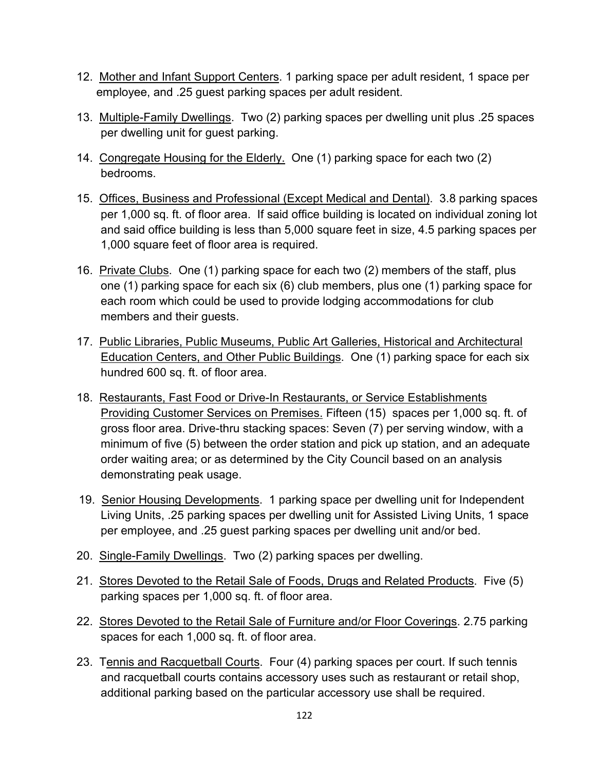12. Mother and Infant Support Centers. 1 parking space per adult resident, 1 space per employee, and .25 guest parking spaces per adult resident.

13. Multiple-Family Dwellings. Two (2) parking spaces per dwelling unit plus .25 spaces per dwelling unit for guest parking.

14. Congregate Housing for the Elderly. One (1) parking space for each two (2) bedrooms.

15. Offices, Business and Professional (Except Medical and Dental). 3.8 parking spaces per 1,000 sq. ft. of floor area. If said office building is located on individual zoning lot and said office building is less than 5,000 square feet in size, 4.5 parking spaces per 1,000 square feet of floor area is required.

16. Private Clubs. One (1) parking space for each two (2) members of the staff, plus one (1) parking space for each six (6) club members, plus one (1) parking space for each room which could be used to provide lodging accommodations for club members and their guests.

17. Public Libraries, Public Museums, Public Art Galleries, Historical and Architectural Education Centers, and Other Public Buildings. One (1) parking space for each six hundred 600 sq. ft. of floor area.

18. Restaurants, Fast Food or Drive-In Restaurants, or Service Establishments Providing Customer Services on Premises. Fifteen (15) spaces per 1,000 sq. ft. of gross floor area. Drive-thru stacking spaces: Seven (7) per serving window, with a minimum of five (5) between the order station and pick up station, and an adequate order waiting area; or as determined by the City Council based on an analysis demonstrating peak usage.

19. Senior Housing Developments. 1 parking space per dwelling unit for Independent Living Units, .25 parking spaces per dwelling unit for Assisted Living Units, 1 space per employee, and .25 guest parking spaces per dwelling unit and/or bed.

20. Single-Family Dwellings. Two (2) parking spaces per dwelling.

21. Stores Devoted to the Retail Sale of Foods, Drugs and Related Products. Five (5) parking spaces per 1,000 sq. ft. of floor area.

22. Stores Devoted to the Retail Sale of Furniture and/or Floor Coverings. 2.75 parking spaces for each 1,000 sq. ft. of floor area.

23. Tennis and Racquetball Courts. Four (4) parking spaces per court. If such tennis and racquetball courts contains accessory uses such as restaurant or retail shop, additional parking based on the particular accessory use shall be required.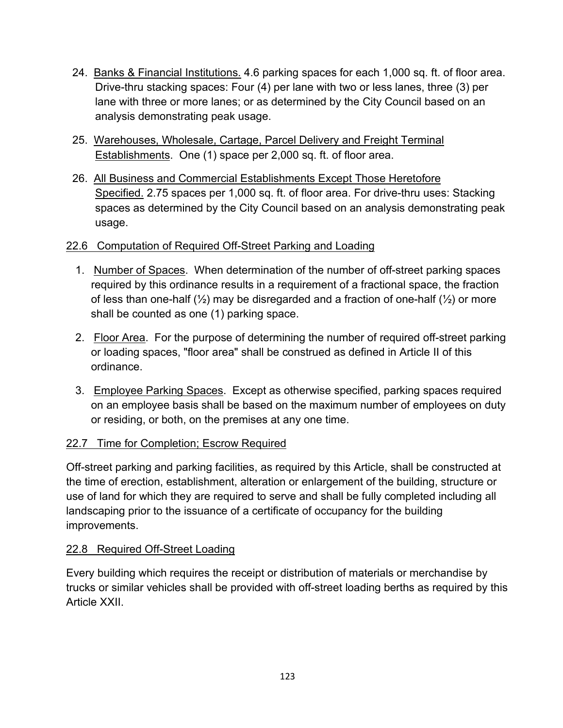24. Banks & Financial Institutions. 4.6 parking spaces for each 1,000 sq. ft. of floor area. Drive-thru stacking spaces: Four (4) per lane with two or less lanes, three (3) per lane with three or more lanes; or as determined by the City Council based on an analysis demonstrating peak usage.

25. Warehouses, Wholesale, Cartage, Parcel Delivery and Freight Terminal Establishments. One (1) space per 2,000 sq. ft. of floor area.

26. All Business and Commercial Establishments Except Those Heretofore Specified. 2.75 spaces per 1,000 sq. ft. of floor area. For drive-thru uses: Stacking spaces as determined by the City Council based on an analysis demonstrating peak usage.

## 22.6 Computation of Required Off-Street Parking and Loading

1. Number of Spaces. When determination of the number of off-street parking spaces required by this ordinance results in a requirement of a fractional space, the fraction of less than one-half (½) may be disregarded and a fraction of one-half (½) or more shall be counted as one (1) parking space.

2. Floor Area. For the purpose of determining the number of required off-street parking or loading spaces, "floor area" shall be construed as defined in Article II of this ordinance.

3. Employee Parking Spaces. Except as otherwise specified, parking spaces required on an employee basis shall be based on the maximum number of employees on duty or residing, or both, on the premises at any one time.

## 22.7 Time for Completion; Escrow Required

Off-street parking and parking facilities, as required by this Article, shall be constructed at the time of erection, establishment, alteration or enlargement of the building, structure or use of land for which they are required to serve and shall be fully completed including all landscaping prior to the issuance of a certificate of occupancy for the building improvements.

## 22.8 Required Off-Street Loading

Every building which requires the receipt or distribution of materials or merchandise by trucks or similar vehicles shall be provided with off-street loading berths as required by this Article XXII.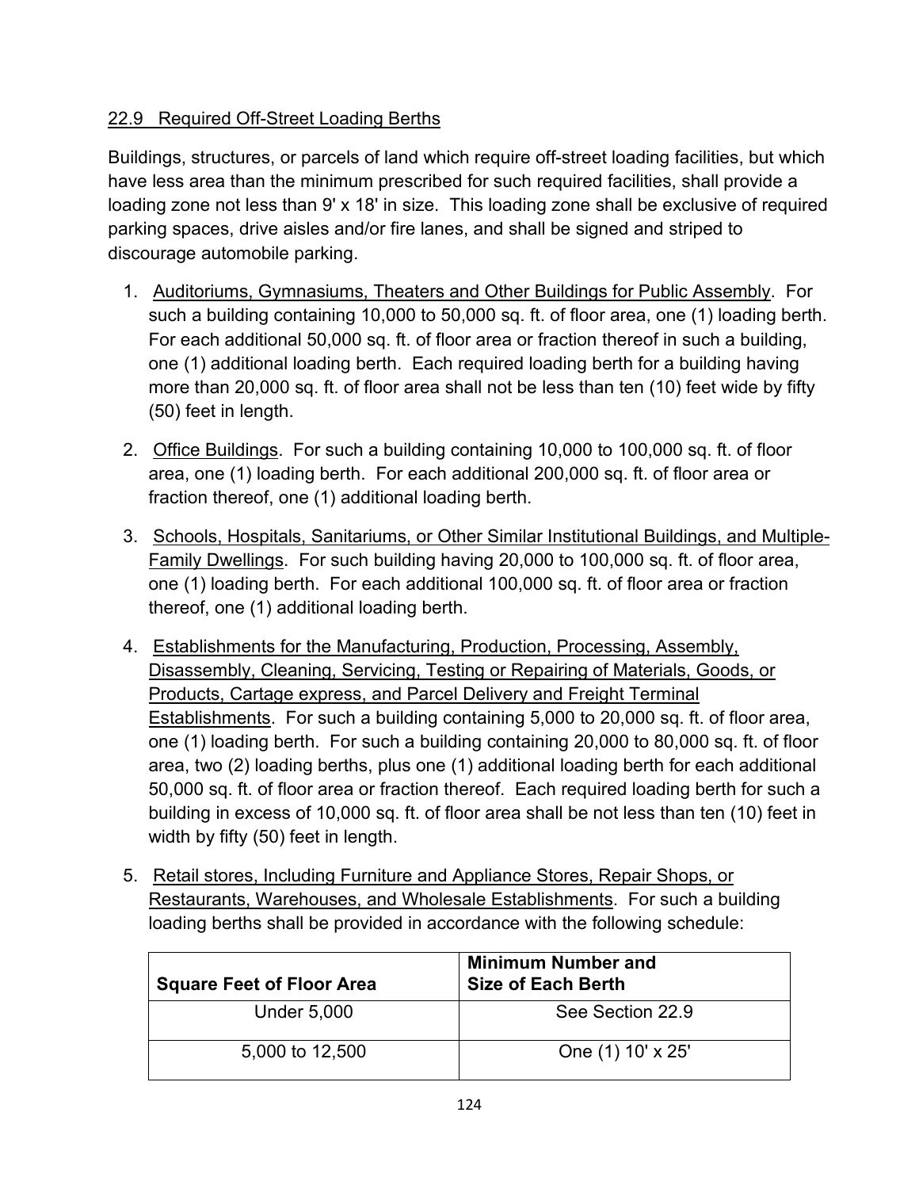## 22.9 Required Off-Street Loading Berths

Buildings, structures, or parcels of land which require off-street loading facilities, but which have less area than the minimum prescribed for such required facilities, shall provide a loading zone not less than 9' x 18' in size. This loading zone shall be exclusive of required parking spaces, drive aisles and/or fire lanes, and shall be signed and striped to discourage automobile parking.

1. Auditoriums, Gymnasiums, Theaters and Other Buildings for Public Assembly. For such a building containing 10,000 to 50,000 sq. ft. of floor area, one (1) loading berth. For each additional 50,000 sq. ft. of floor area or fraction thereof in such a building, one (1) additional loading berth. Each required loading berth for a building having more than 20,000 sq. ft. of floor area shall not be less than ten (10) feet wide by fifty (50) feet in length.

2. Office Buildings. For such a building containing 10,000 to 100,000 sq. ft. of floor area, one (1) loading berth. For each additional 200,000 sq. ft. of floor area or fraction thereof, one (1) additional loading berth.

3. Schools, Hospitals, Sanitariums, or Other Similar Institutional Buildings, and Multiple-Family Dwellings. For such building having 20,000 to 100,000 sq. ft. of floor area, one (1) loading berth. For each additional 100,000 sq. ft. of floor area or fraction thereof, one (1) additional loading berth.

4. Establishments for the Manufacturing, Production, Processing, Assembly, Disassembly, Cleaning, Servicing, Testing or Repairing of Materials, Goods, or Products, Cartage express, and Parcel Delivery and Freight Terminal Establishments. For such a building containing 5,000 to 20,000 sq. ft. of floor area, one (1) loading berth. For such a building containing 20,000 to 80,000 sq. ft. of floor area, two (2) loading berths, plus one (1) additional loading berth for each additional 50,000 sq. ft. of floor area or fraction thereof. Each required loading berth for such a building in excess of 10,000 sq. ft. of floor area shall be not less than ten (10) feet in width by fifty (50) feet in length.

5. Retail stores, Including Furniture and Appliance Stores, Repair Shops, or Restaurants, Warehouses, and Wholesale Establishments. For such a building loading berths shall be provided in accordance with the following schedule:

| Square Feet of Floor Area | Minimum Number and Size of Each Berth |
| --- | --- |
| Under 5,000 | See Section 22.9 |
| 5,000 to 12,500 | One (1) 10' x 25' |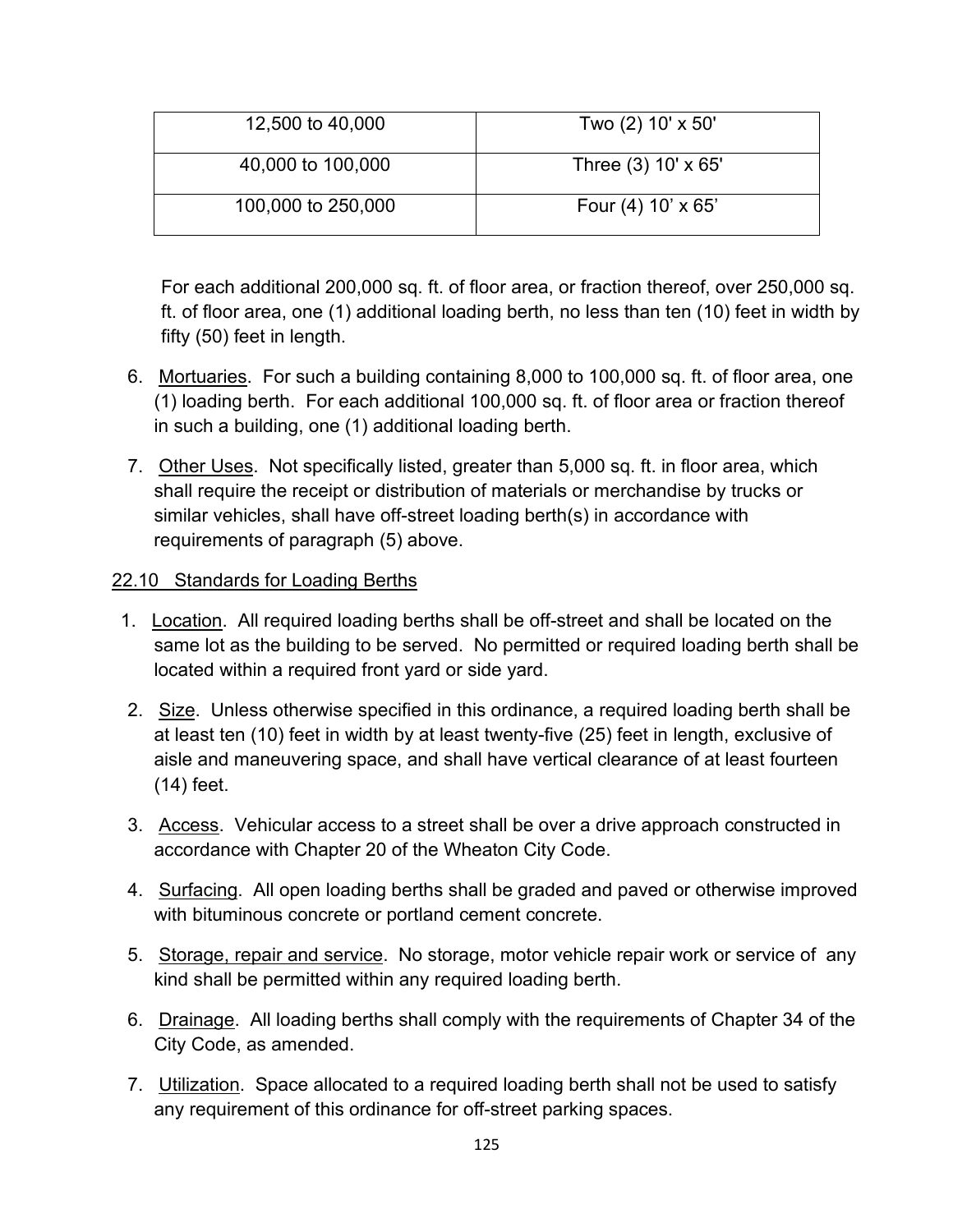| | |
|---|---|
| 12,500 to 40,000 | Two (2) 10' x 50' |
| 40,000 to 100,000 | Three (3) 10' x 65' |
| 100,000 to 250,000 | Four (4) 10’ x 65’ |

For each additional 200,000 sq. ft. of floor area, or fraction thereof, over 250,000 sq. ft. of floor area, one (1) additional loading berth, no less than ten (10) feet in width by fifty (50) feet in length.

6. Mortuaries. For such a building containing 8,000 to 100,000 sq. ft. of floor area, one (1) loading berth. For each additional 100,000 sq. ft. of floor area or fraction thereof in such a building, one (1) additional loading berth.

7. Other Uses. Not specifically listed, greater than 5,000 sq. ft. in floor area, which shall require the receipt or distribution of materials or merchandise by trucks or similar vehicles, shall have off-street loading berth(s) in accordance with requirements of paragraph (5) above.

## 22.10 Standards for Loading Berths

1. Location. All required loading berths shall be off-street and shall be located on the same lot as the building to be served. No permitted or required loading berth shall be located within a required front yard or side yard.

2. Size. Unless otherwise specified in this ordinance, a required loading berth shall be at least ten (10) feet in width by at least twenty-five (25) feet in length, exclusive of aisle and maneuvering space, and shall have vertical clearance of at least fourteen (14) feet.

3. Access. Vehicular access to a street shall be over a drive approach constructed in accordance with Chapter 20 of the Wheaton City Code.

4. Surfacing. All open loading berths shall be graded and paved or otherwise improved with bituminous concrete or portland cement concrete.

5. Storage, repair and service. No storage, motor vehicle repair work or service of any kind shall be permitted within any required loading berth.

6. Drainage. All loading berths shall comply with the requirements of Chapter 34 of the City Code, as amended.

7. Utilization. Space allocated to a required loading berth shall not be used to satisfy any requirement of this ordinance for off-street parking spaces.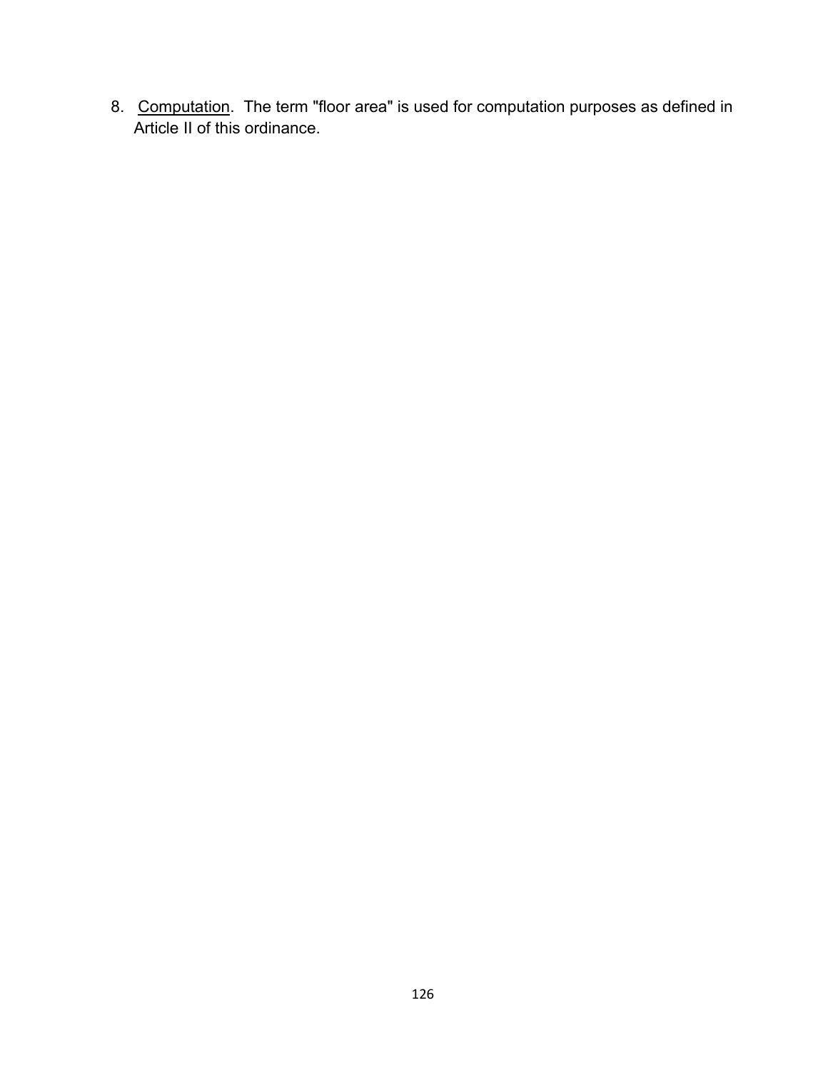8. Computation. The term "floor area" is used for computation purposes as defined in Article II of this ordinance.